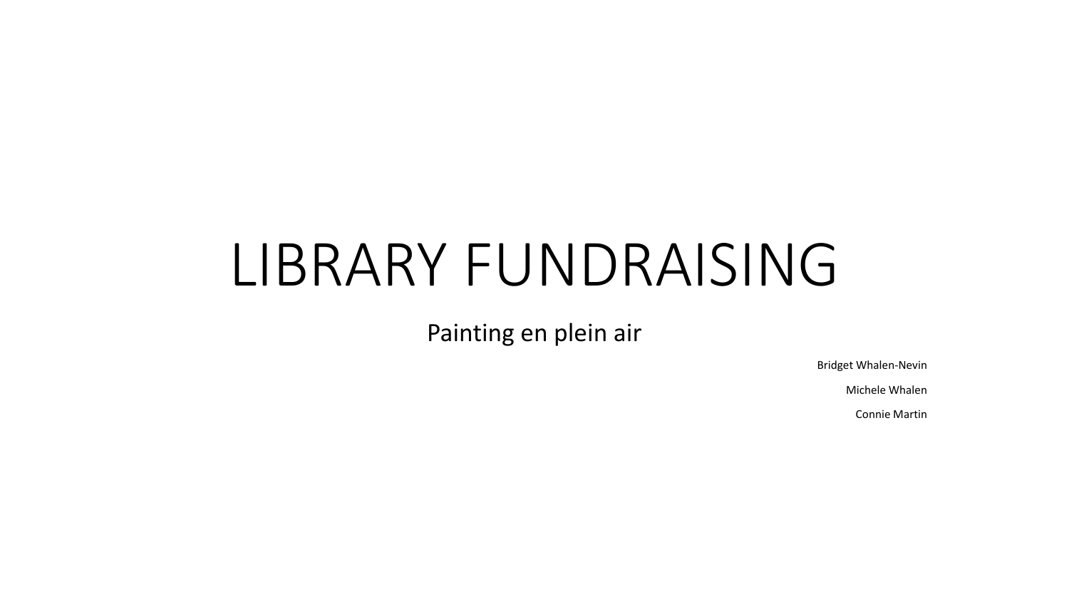# LIBRARY FUNDRAISING

## Painting en plein air

Bridget Whalen-Nevin

Michele Whalen

Connie Martin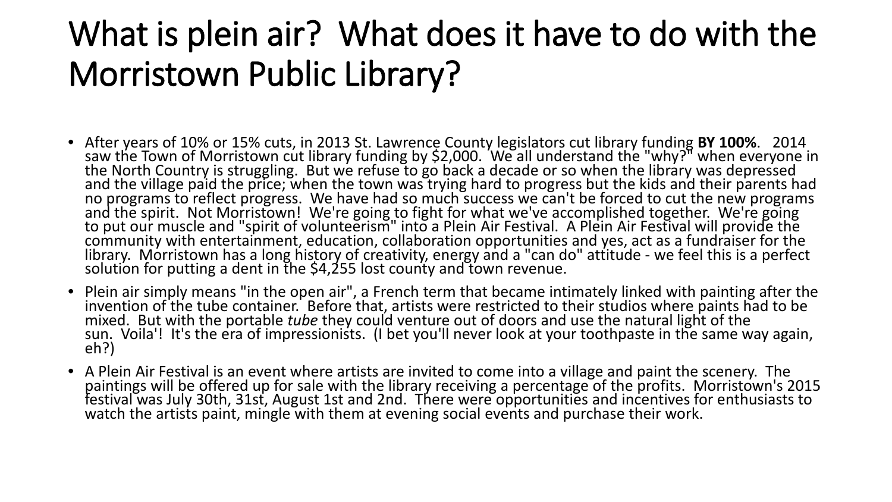# What is plein air? What does it have to do with the Morristown Public Library?

- After years of 10% or 15% cuts, in 2013 St. Lawrence County legislators cut library funding **BY 100%**. 2014 saw the Town of Morristown cut library funding by $2,000. We all understand the "why?" when everyone in the North Country is struggling. But we refuse to go back a decade or so when the library was depressed and the village paid the price; when the town was trying hard to progress but the kids and their parents had no programs to reflect progress. We have had so much success we can't be forced to cut the new programs and the spirit. Not Morristown! We're going to fight for what we've accomplished together. We're going to put our muscle and "spirit of volunteerism" into a Plein Air Festival. A Plein Air Festival will provide the community with entertainment, education, collaboration opportunities and yes, act as a fundraiser for the library. Morristown has a long history of creativity, energy and a "can do" attitude - we feel this is a perfect solution for putting a dent in the $4,255 lost county and town revenue.
- Plein air simply means "in the open air", a French term that became intimately linked with painting after the invention of the tube container. Before that, artists were restricted to their studios where paints had to be mixed. But with the portable *tube* they could venture out of doors and use the natural light of the sun. Voila'! It's the era of impressionists. (I bet you'll never look at your toothpaste in the same way again, eh?)
- A Plein Air Festival is an event where artists are invited to come into a village and paint the scenery. The paintings will be offered up for sale with the library receiving a percentage of the profits. Morristown's 2015 festival was July 30th, 31st, August 1st and 2nd. There were opportunities and incentives for enthusiasts to watch the artists paint, mingle with them at evening social events and purchase their work.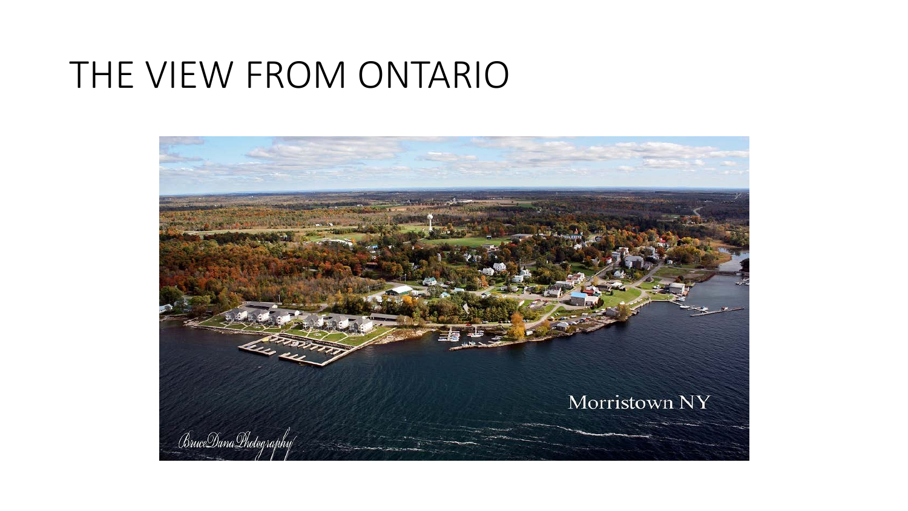# THE VIEW FROM ONTARIO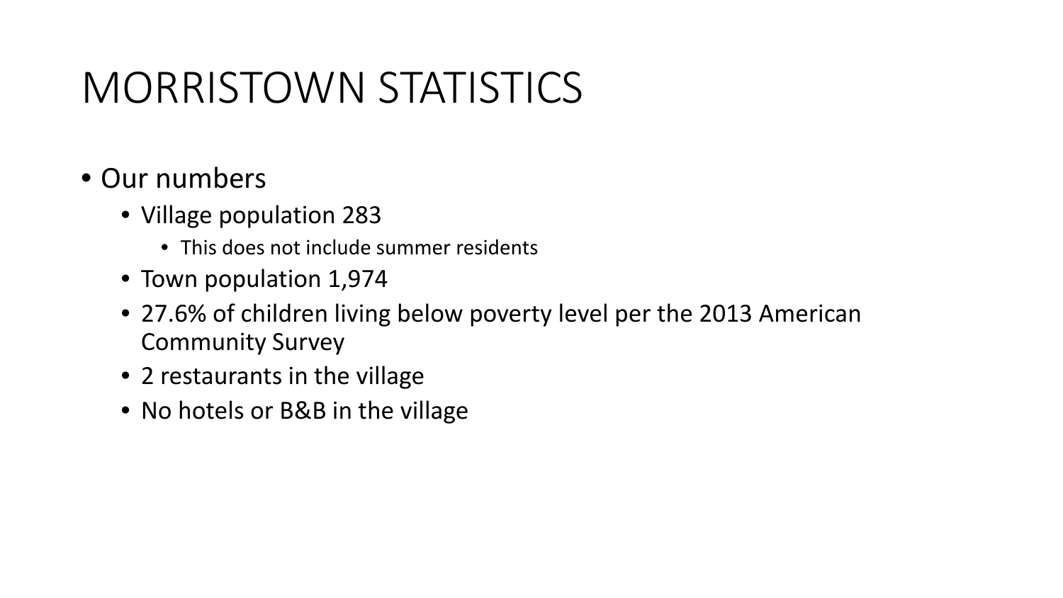# MORRISTOWN STATISTICS

- Our numbers
  - Village population 283
    - This does not include summer residents
  - Town population 1,974
  - 27.6% of children living below poverty level per the 2013 American Community Survey
  - 2 restaurants in the village
  - No hotels or B&B in the village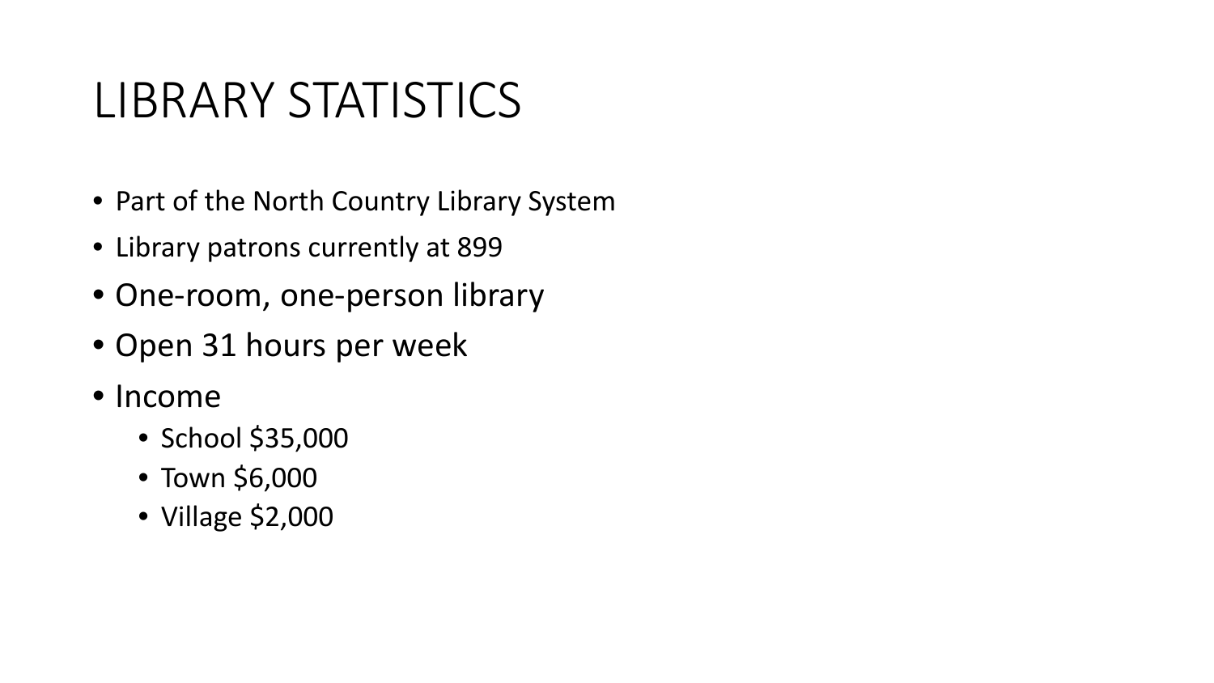# LIBRARY STATISTICS

- Part of the North Country Library System
- Library patrons currently at 899
- One-room, one-person library
- Open 31 hours per week
- Income
  - School $35,000
  - Town $6,000
  - Village $2,000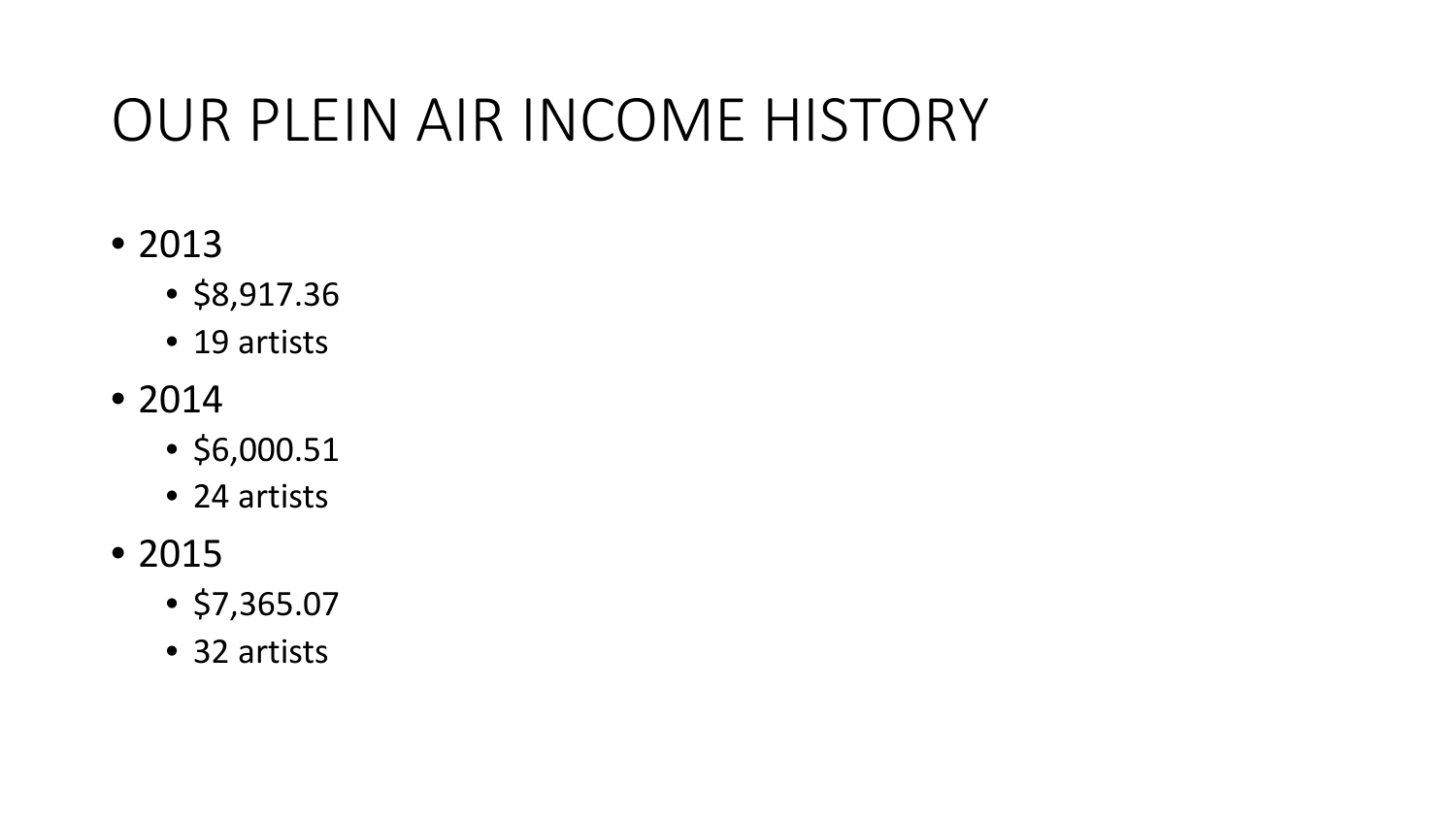# OUR PLEIN AIR INCOME HISTORY

- 2013
  - $8,917.36
  - 19 artists
- 2014
  - $6,000.51
  - 24 artists
- 2015
  - $7,365.07
  - 32 artists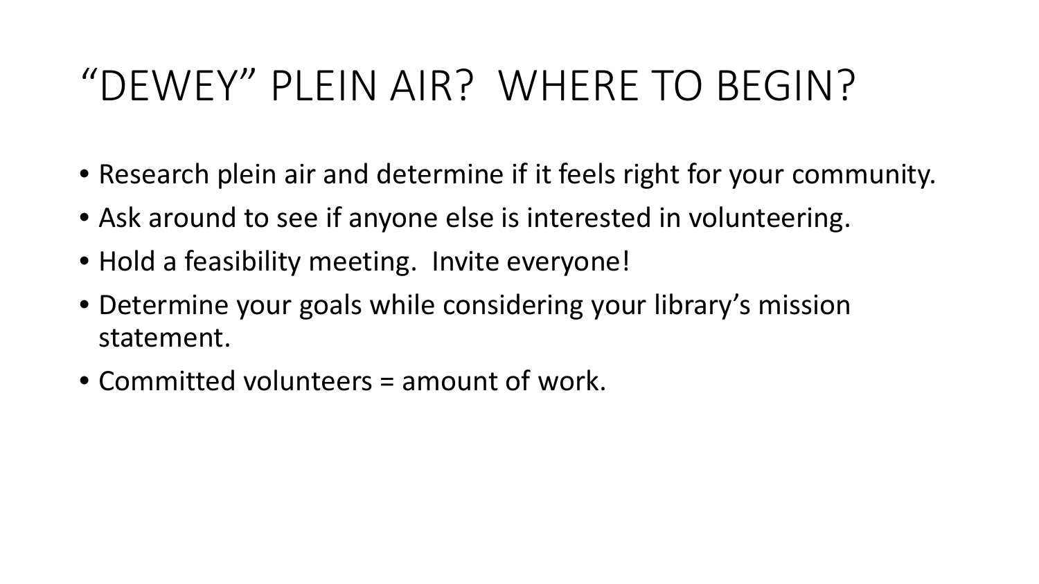# "DEWEY" PLEIN AIR?  WHERE TO BEGIN?

- Research plein air and determine if it feels right for your community.
- Ask around to see if anyone else is interested in volunteering.
- Hold a feasibility meeting.  Invite everyone!
- Determine your goals while considering your library's mission statement.
- Committed volunteers = amount of work.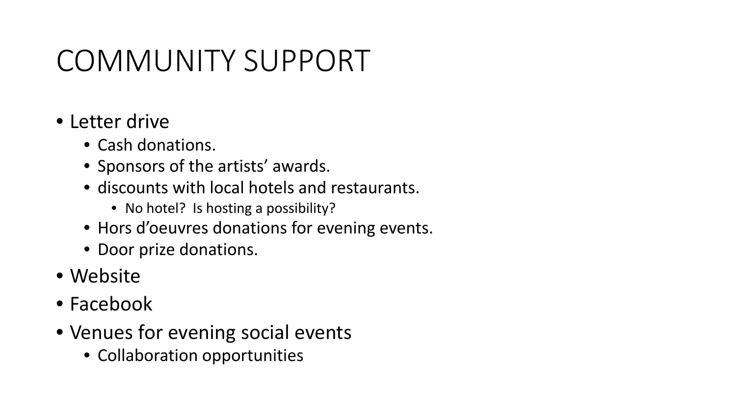# COMMUNITY SUPPORT

- Letter drive
  - Cash donations.
  - Sponsors of the artists' awards.
  - discounts with local hotels and restaurants.
    - No hotel?  Is hosting a possibility?
  - Hors d'oeuvres donations for evening events.
  - Door prize donations.
- Website
- Facebook
- Venues for evening social events
  - Collaboration opportunities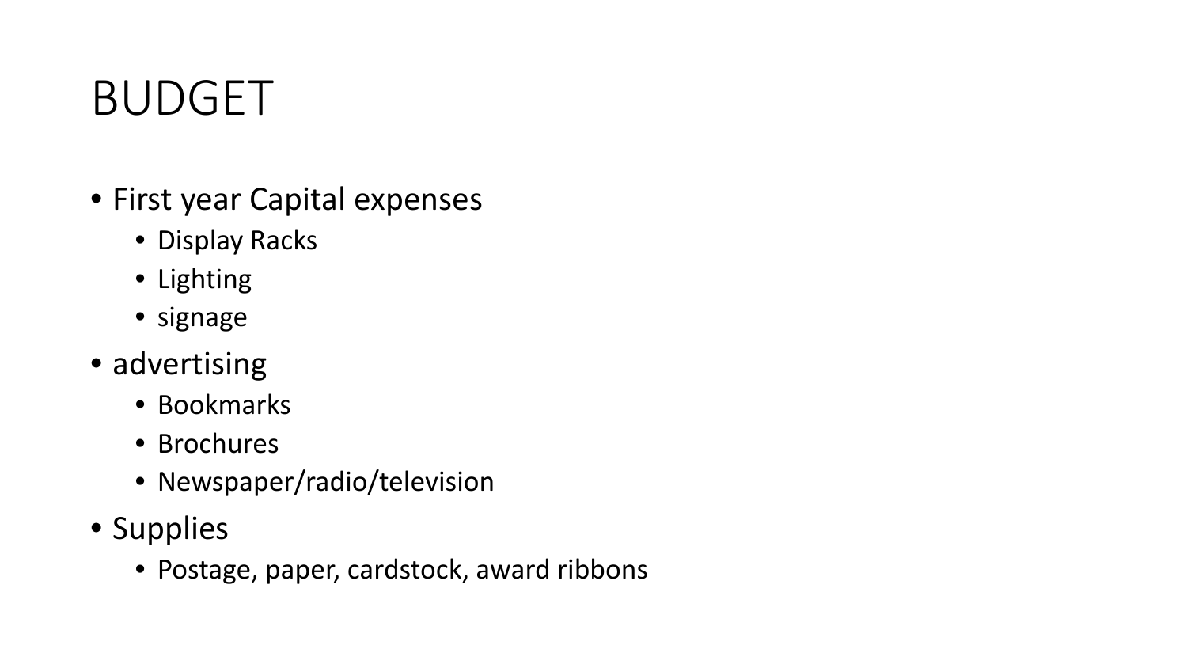# BUDGET

- First year Capital expenses
  - Display Racks
  - Lighting
  - signage
- advertising
  - Bookmarks
  - Brochures
  - Newspaper/radio/television
- Supplies
  - Postage, paper, cardstock, award ribbons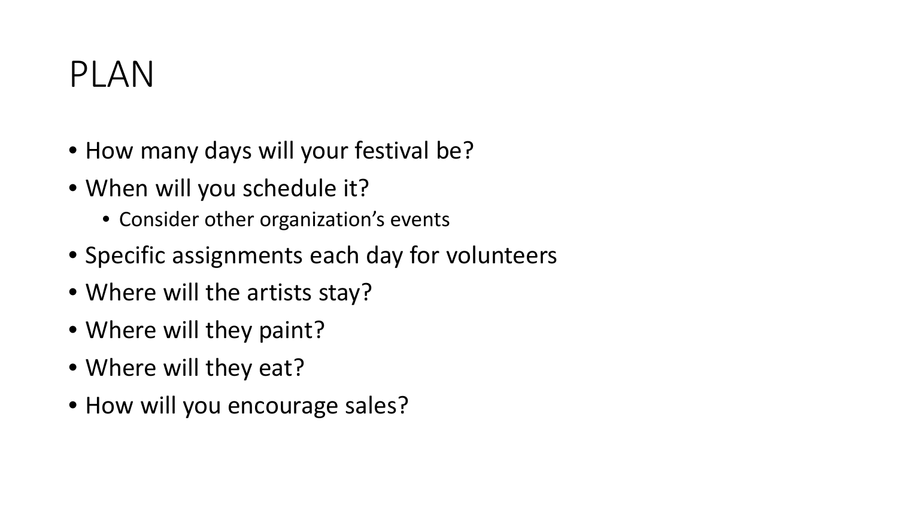# PLAN

- How many days will your festival be?
- When will you schedule it?
  - Consider other organization's events
- Specific assignments each day for volunteers
- Where will the artists stay?
- Where will they paint?
- Where will they eat?
- How will you encourage sales?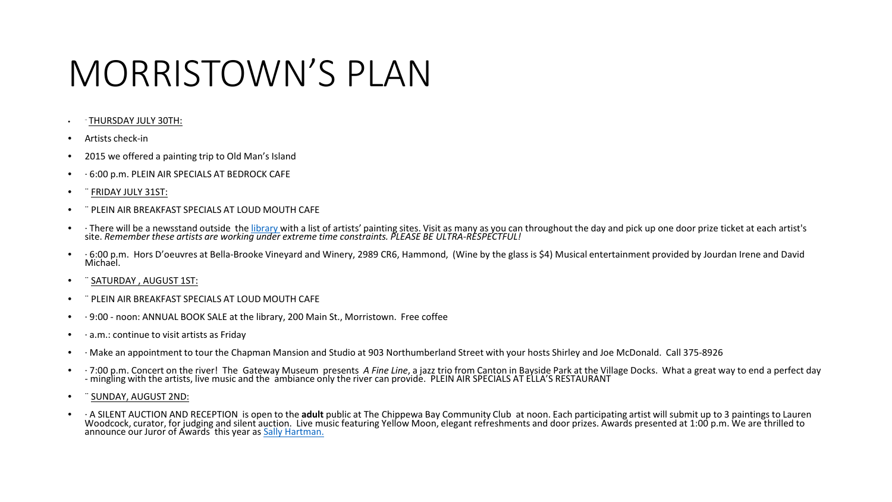# MORRISTOWN'S PLAN

- ¨ <u>THURSDAY JULY 30TH:</u>
- Artists check-in
- 2015 we offered a painting trip to Old Man's Island
- · 6:00 p.m. PLEIN AIR SPECIALS AT BEDROCK CAFE
- ¨ <u>FRIDAY JULY 31ST:</u>
- ¨ PLEIN AIR BREAKFAST SPECIALS AT LOUD MOUTH CAFE
- · There will be a newsstand outside the [library](library) with a list of artists' painting sites. Visit as many as you can throughout the day and pick up one door prize ticket at each artist's site. *Remember these artists are working under extreme time constraints. PLEASE BE ULTRA-RESPECTFUL!*
- · 6:00 p.m. Hors D'oeuvres at Bella-Brooke Vineyard and Winery, 2989 CR6, Hammond, (Wine by the glass is $4) Musical entertainment provided by Jourdan Irene and David Michael.
- ¨ <u>SATURDAY , AUGUST 1ST:</u>
- ¨ PLEIN AIR BREAKFAST SPECIALS AT LOUD MOUTH CAFE
- · 9:00 - noon: ANNUAL BOOK SALE at the library, 200 Main St., Morristown. Free coffee
- · a.m.: continue to visit artists as Friday
- · Make an appointment to tour the Chapman Mansion and Studio at 903 Northumberland Street with your hosts Shirley and Joe McDonald. Call 375-8926
- · 7:00 p.m. Concert on the river! The Gateway Museum presents *A Fine Line*, a jazz trio from Canton in Bayside Park at the Village Docks. What a great way to end a perfect day - mingling with the artists, live music and the ambiance only the river can provide. PLEIN AIR SPECIALS AT ELLA'S RESTAURANT
- ¨ <u>SUNDAY, AUGUST 2ND:</u>
- · A SILENT AUCTION AND RECEPTION is open to the **adult** public at The Chippewa Bay Community Club at noon. Each participating artist will submit up to 3 paintings to Lauren Woodcock, curator, for judging and silent auction. Live music featuring Yellow Moon, elegant refreshments and door prizes. Awards presented at 1:00 p.m. We are thrilled to announce our Juror of Awards this year as [Sally Hartman.](Sally Hartman.)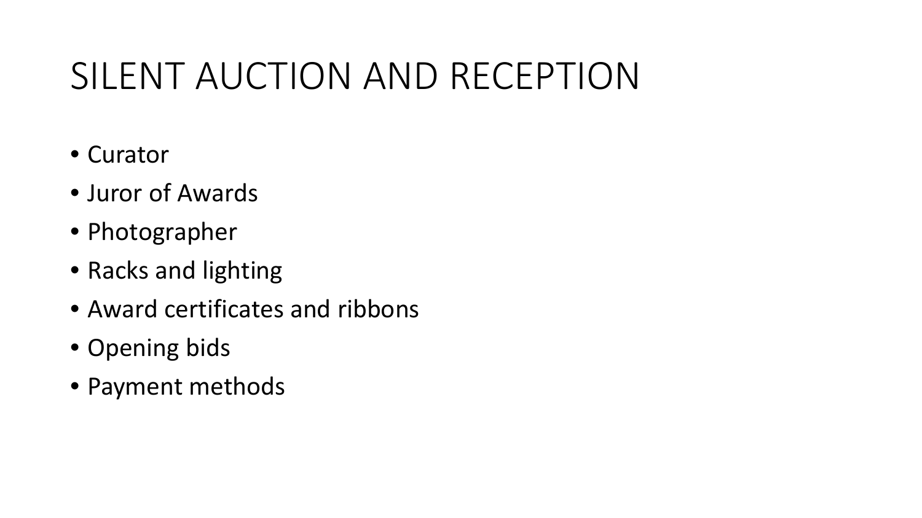# SILENT AUCTION AND RECEPTION

- Curator
- Juror of Awards
- Photographer
- Racks and lighting
- Award certificates and ribbons
- Opening bids
- Payment methods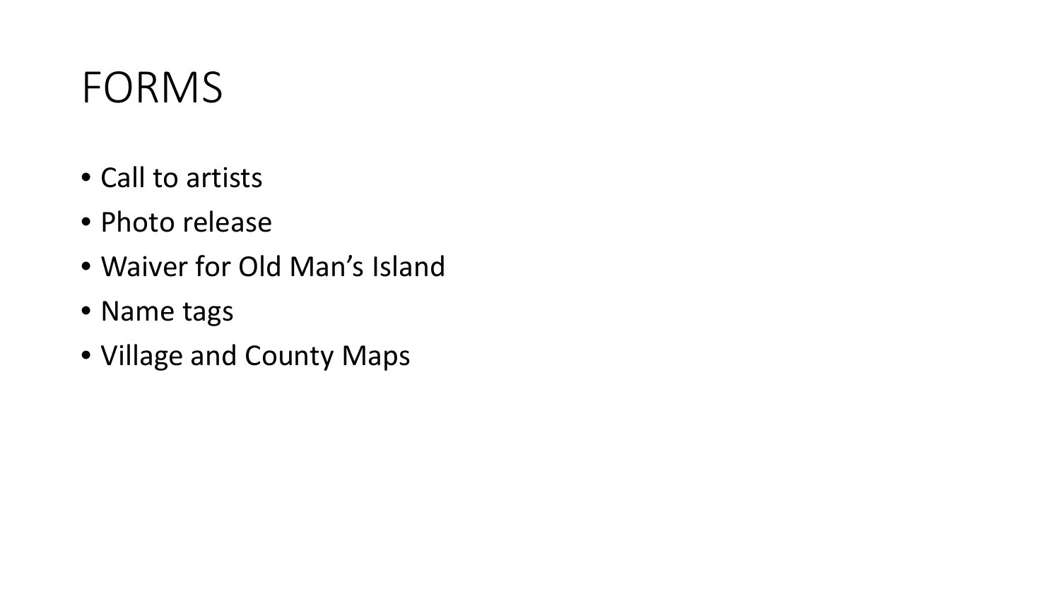# FORMS

- Call to artists
- Photo release
- Waiver for Old Man's Island
- Name tags
- Village and County Maps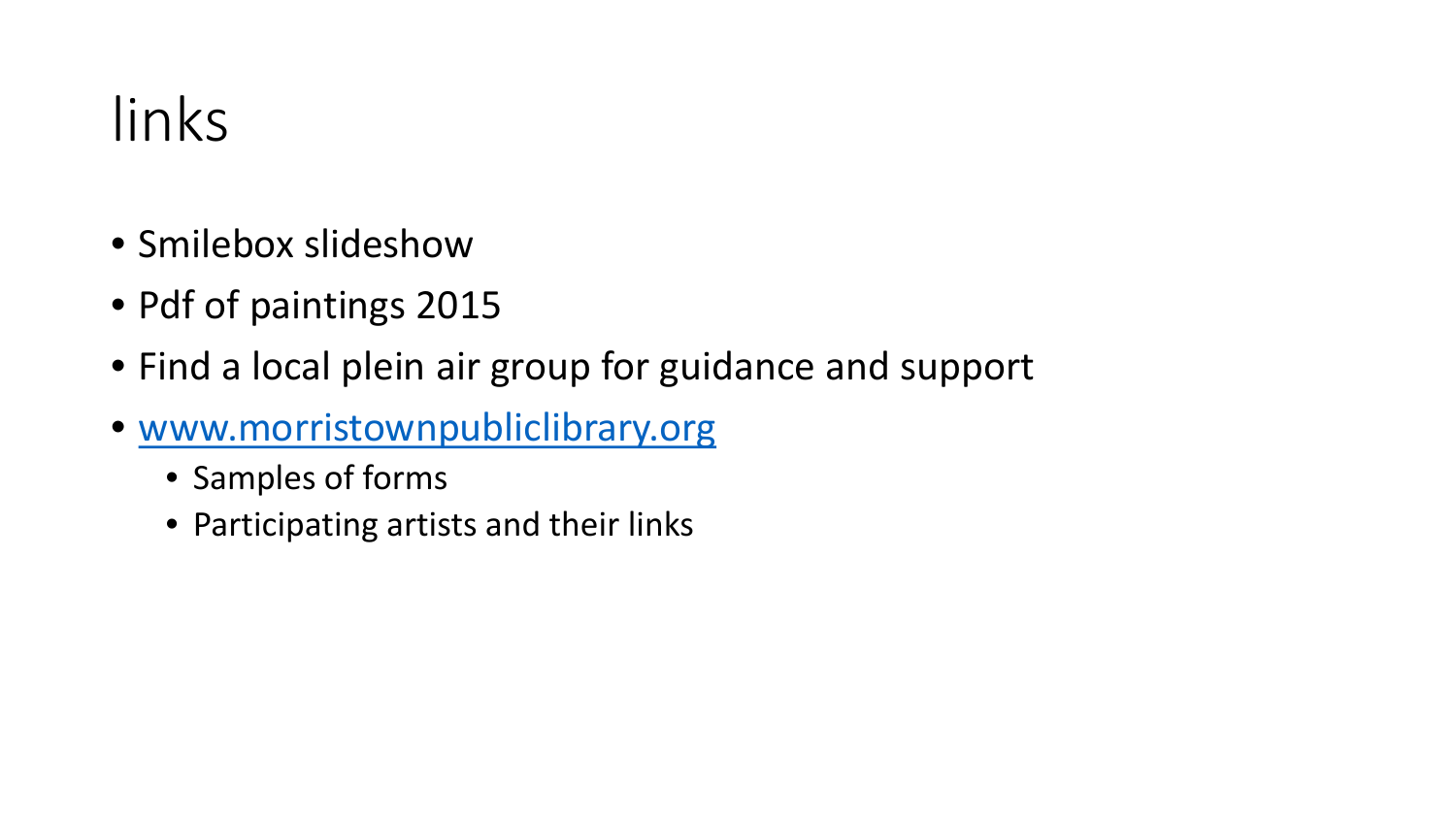# links

- Smilebox slideshow
- Pdf of paintings 2015
- Find a local plein air group for guidance and support
- [www.morristownpubliclibrary.org](http://www.morristownpubliclibrary.org)
  - Samples of forms
  - Participating artists and their links